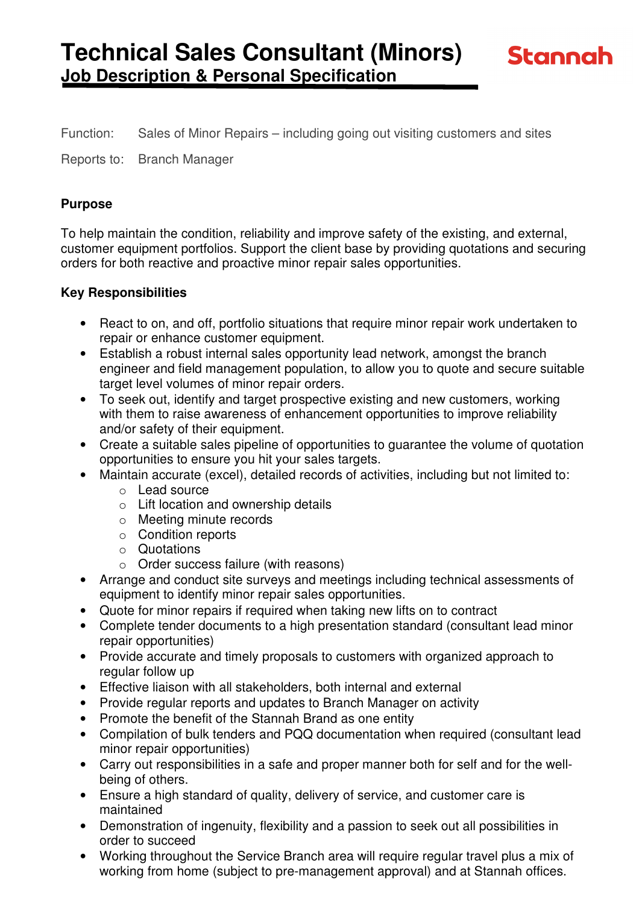# Technical Sales Consultant (Minors)

## Job Description & Personal Specification

Stannah

Function: Sales of Minor Repairs – including going out visiting customers and sites

Reports to: Branch Manager

**Purpose**

To help maintain the condition, reliability and improve safety of the existing, and external, customer equipment portfolios. Support the client base by providing quotations and securing orders for both reactive and proactive minor repair sales opportunities.

**Key Responsibilities**

- React to on, and off, portfolio situations that require minor repair work undertaken to repair or enhance customer equipment.
- Establish a robust internal sales opportunity lead network, amongst the branch engineer and field management population, to allow you to quote and secure suitable target level volumes of minor repair orders.
- To seek out, identify and target prospective existing and new customers, working with them to raise awareness of enhancement opportunities to improve reliability and/or safety of their equipment.
- Create a suitable sales pipeline of opportunities to guarantee the volume of quotation opportunities to ensure you hit your sales targets.
- Maintain accurate (excel), detailed records of activities, including but not limited to:
  - Lead source
  - Lift location and ownership details
  - Meeting minute records
  - Condition reports
  - Quotations
  - Order success failure (with reasons)
- Arrange and conduct site surveys and meetings including technical assessments of equipment to identify minor repair sales opportunities.
- Quote for minor repairs if required when taking new lifts on to contract
- Complete tender documents to a high presentation standard (consultant lead minor repair opportunities)
- Provide accurate and timely proposals to customers with organized approach to regular follow up
- Effective liaison with all stakeholders, both internal and external
- Provide regular reports and updates to Branch Manager on activity
- Promote the benefit of the Stannah Brand as one entity
- Compilation of bulk tenders and PQQ documentation when required (consultant lead minor repair opportunities)
- Carry out responsibilities in a safe and proper manner both for self and for the well-being of others.
- Ensure a high standard of quality, delivery of service, and customer care is maintained
- Demonstration of ingenuity, flexibility and a passion to seek out all possibilities in order to succeed
- Working throughout the Service Branch area will require regular travel plus a mix of working from home (subject to pre-management approval) and at Stannah offices.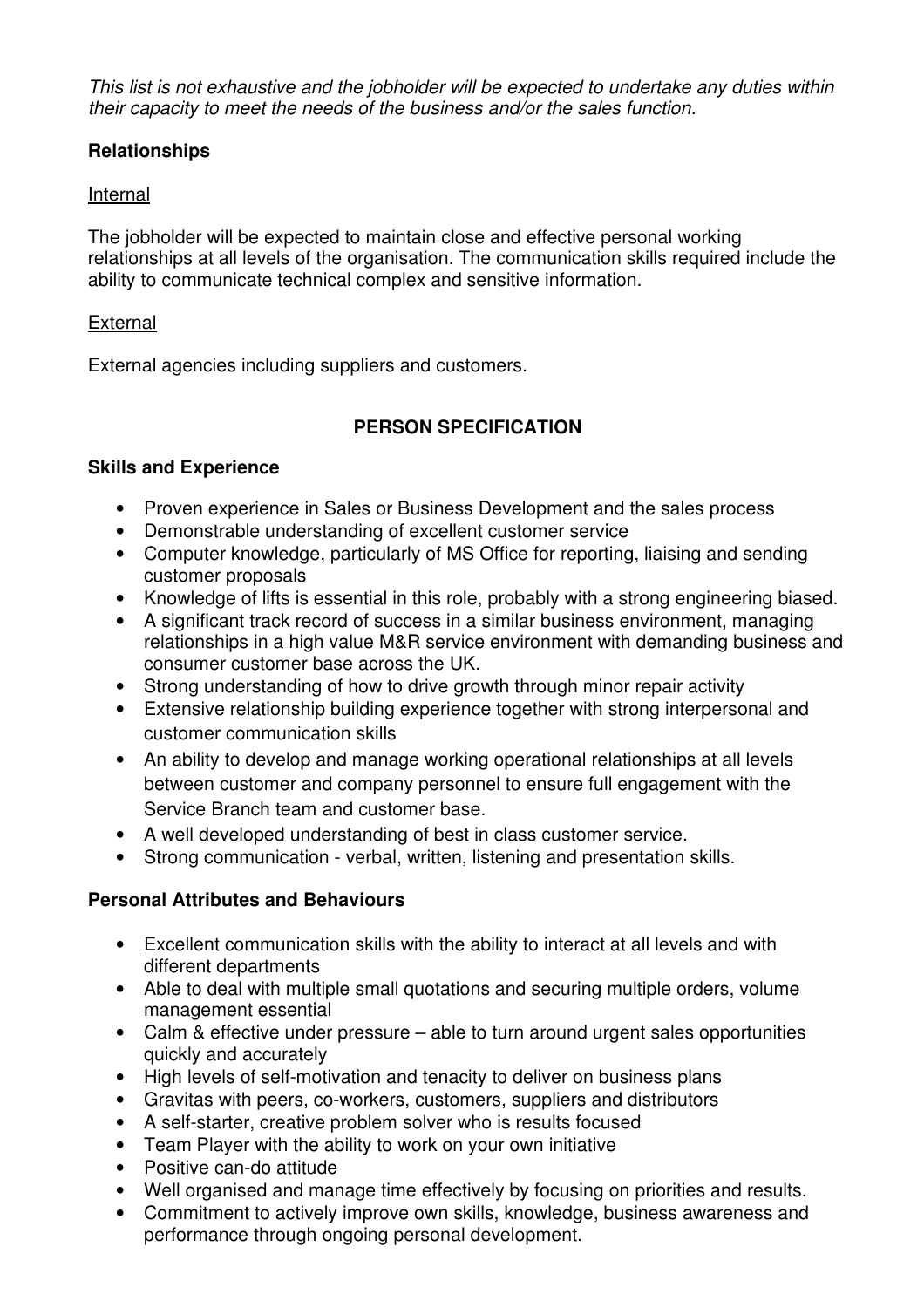*This list is not exhaustive and the jobholder will be expected to undertake any duties within their capacity to meet the needs of the business and/or the sales function.*

**Relationships**

Internal

The jobholder will be expected to maintain close and effective personal working relationships at all levels of the organisation. The communication skills required include the ability to communicate technical complex and sensitive information.

External

External agencies including suppliers and customers.

**PERSON SPECIFICATION**

**Skills and Experience**

- Proven experience in Sales or Business Development and the sales process
- Demonstrable understanding of excellent customer service
- Computer knowledge, particularly of MS Office for reporting, liaising and sending customer proposals
- Knowledge of lifts is essential in this role, probably with a strong engineering biased.
- A significant track record of success in a similar business environment, managing relationships in a high value M&R service environment with demanding business and consumer customer base across the UK.
- Strong understanding of how to drive growth through minor repair activity
- Extensive relationship building experience together with strong interpersonal and customer communication skills
- An ability to develop and manage working operational relationships at all levels between customer and company personnel to ensure full engagement with the Service Branch team and customer base.
- A well developed understanding of best in class customer service.
- Strong communication - verbal, written, listening and presentation skills.

**Personal Attributes and Behaviours**

- Excellent communication skills with the ability to interact at all levels and with different departments
- Able to deal with multiple small quotations and securing multiple orders, volume management essential
- Calm & effective under pressure – able to turn around urgent sales opportunities quickly and accurately
- High levels of self-motivation and tenacity to deliver on business plans
- Gravitas with peers, co-workers, customers, suppliers and distributors
- A self-starter, creative problem solver who is results focused
- Team Player with the ability to work on your own initiative
- Positive can-do attitude
- Well organised and manage time effectively by focusing on priorities and results.
- Commitment to actively improve own skills, knowledge, business awareness and performance through ongoing personal development.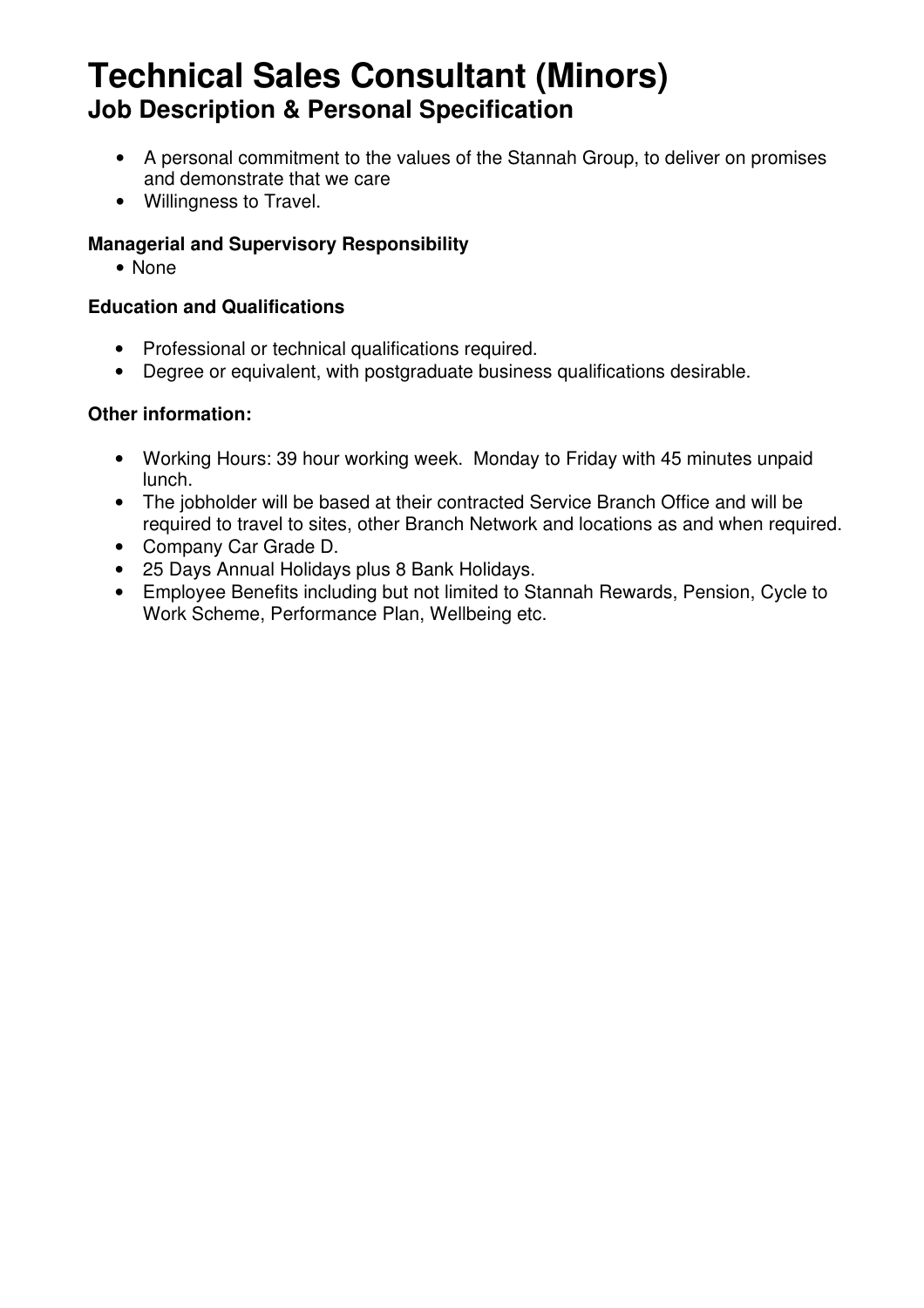# Technical Sales Consultant (Minors)

## Job Description & Personal Specification

- A personal commitment to the values of the Stannah Group, to deliver on promises and demonstrate that we care
- Willingness to Travel.

**Managerial and Supervisory Responsibility**

- None

**Education and Qualifications**

- Professional or technical qualifications required.
- Degree or equivalent, with postgraduate business qualifications desirable.

**Other information:**

- Working Hours: 39 hour working week. Monday to Friday with 45 minutes unpaid lunch.
- The jobholder will be based at their contracted Service Branch Office and will be required to travel to sites, other Branch Network and locations as and when required.
- Company Car Grade D.
- 25 Days Annual Holidays plus 8 Bank Holidays.
- Employee Benefits including but not limited to Stannah Rewards, Pension, Cycle to Work Scheme, Performance Plan, Wellbeing etc.